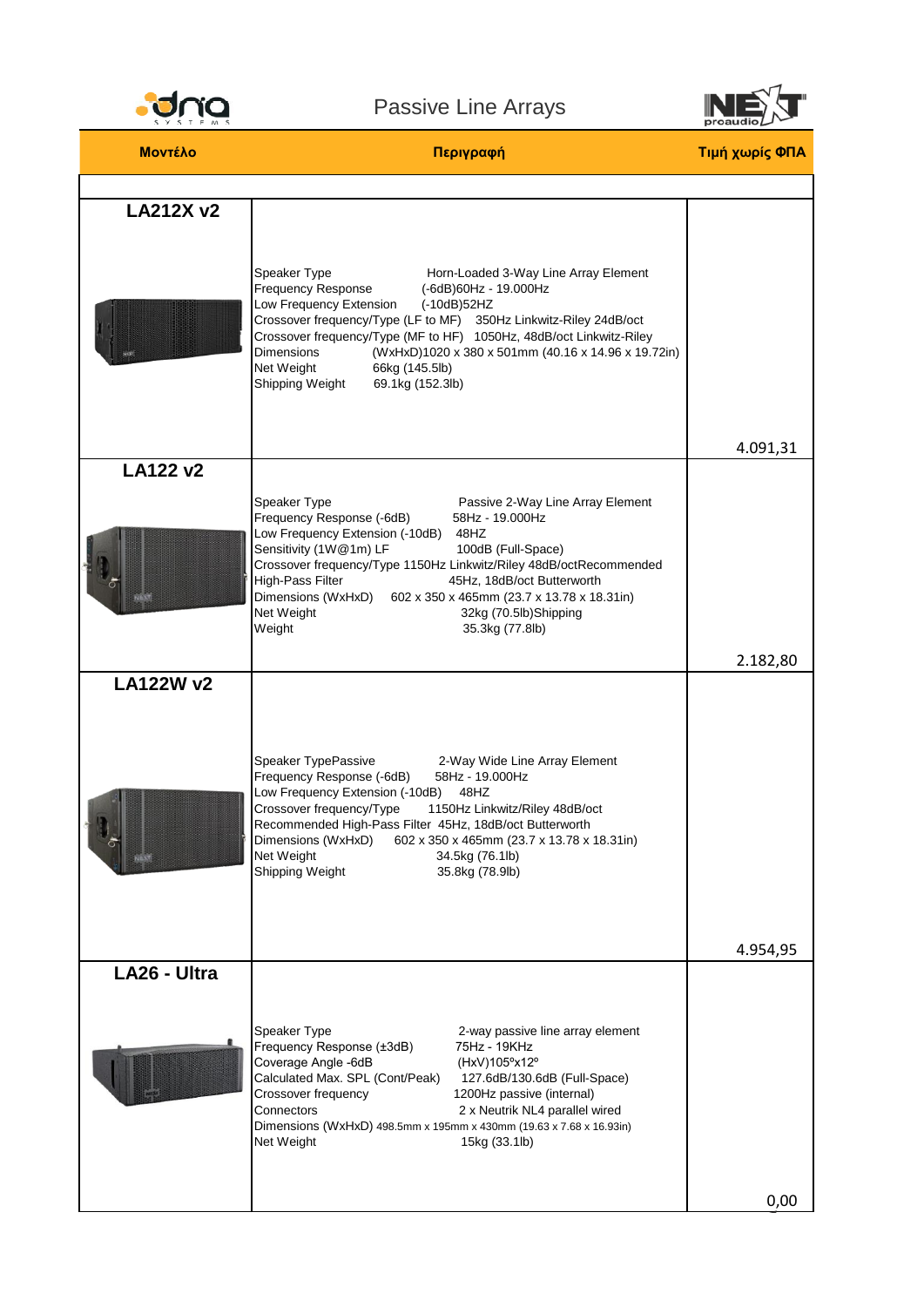# Passive Line Arrays

| Μοντέλο | Περιγραφή | Τιμή χωρίς ΦΠΑ |
|---|---|---|
| **LA212X v2** | Speaker Type Horn-Loaded 3-Way Line Array Element<br>Frequency Response (-6dB)60Hz - 19.000Hz<br>Low Frequency Extension (-10dB)52HZ<br>Crossover frequency/Type (LF to MF) 350Hz Linkwitz-Riley 24dB/oct<br>Crossover frequency/Type (MF to HF) 1050Hz, 48dB/oct Linkwitz-Riley<br>Dimensions (WxHxD)1020 x 380 x 501mm (40.16 x 14.96 x 19.72in)<br>Net Weight 66kg (145.5lb)<br>Shipping Weight 69.1kg (152.3lb) | 4.091,31 |
| **LA122 v2** | Speaker Type Passive 2-Way Line Array Element<br>Frequency Response (-6dB) 58Hz - 19.000Hz<br>Low Frequency Extension (-10dB) 48HZ<br>Sensitivity (1W@1m) LF 100dB (Full-Space)<br>Crossover frequency/Type 1150Hz Linkwitz/Riley 48dB/octRecommended<br>High-Pass Filter 45Hz, 18dB/oct Butterworth<br>Dimensions (WxHxD) 602 x 350 x 465mm (23.7 x 13.78 x 18.31in)<br>Net Weight 32kg (70.5lb)Shipping<br>Weight 35.3kg (77.8lb) | 2.182,80 |
| **LA122W v2** | Speaker TypePassive 2-Way Wide Line Array Element<br>Frequency Response (-6dB) 58Hz - 19.000Hz<br>Low Frequency Extension (-10dB) 48HZ<br>Crossover frequency/Type 1150Hz Linkwitz/Riley 48dB/oct<br>Recommended High-Pass Filter 45Hz, 18dB/oct Butterworth<br>Dimensions (WxHxD) 602 x 350 x 465mm (23.7 x 13.78 x 18.31in)<br>Net Weight 34.5kg (76.1lb)<br>Shipping Weight 35.8kg (78.9lb) | 4.954,95 |
| **LA26 - Ultra** | Speaker Type 2-way passive line array element<br>Frequency Response (±3dB) 75Hz - 19KHz<br>Coverage Angle -6dB (HxV)105ºx12º<br>Calculated Max. SPL (Cont/Peak) 127.6dB/130.6dB (Full-Space)<br>Crossover frequency 1200Hz passive (internal)<br>Connectors 2 x Neutrik NL4 parallel wired<br>Dimensions (WxHxD) 498.5mm x 195mm x 430mm (19.63 x 7.68 x 16.93in)<br>Net Weight 15kg (33.1lb) | 0,00 |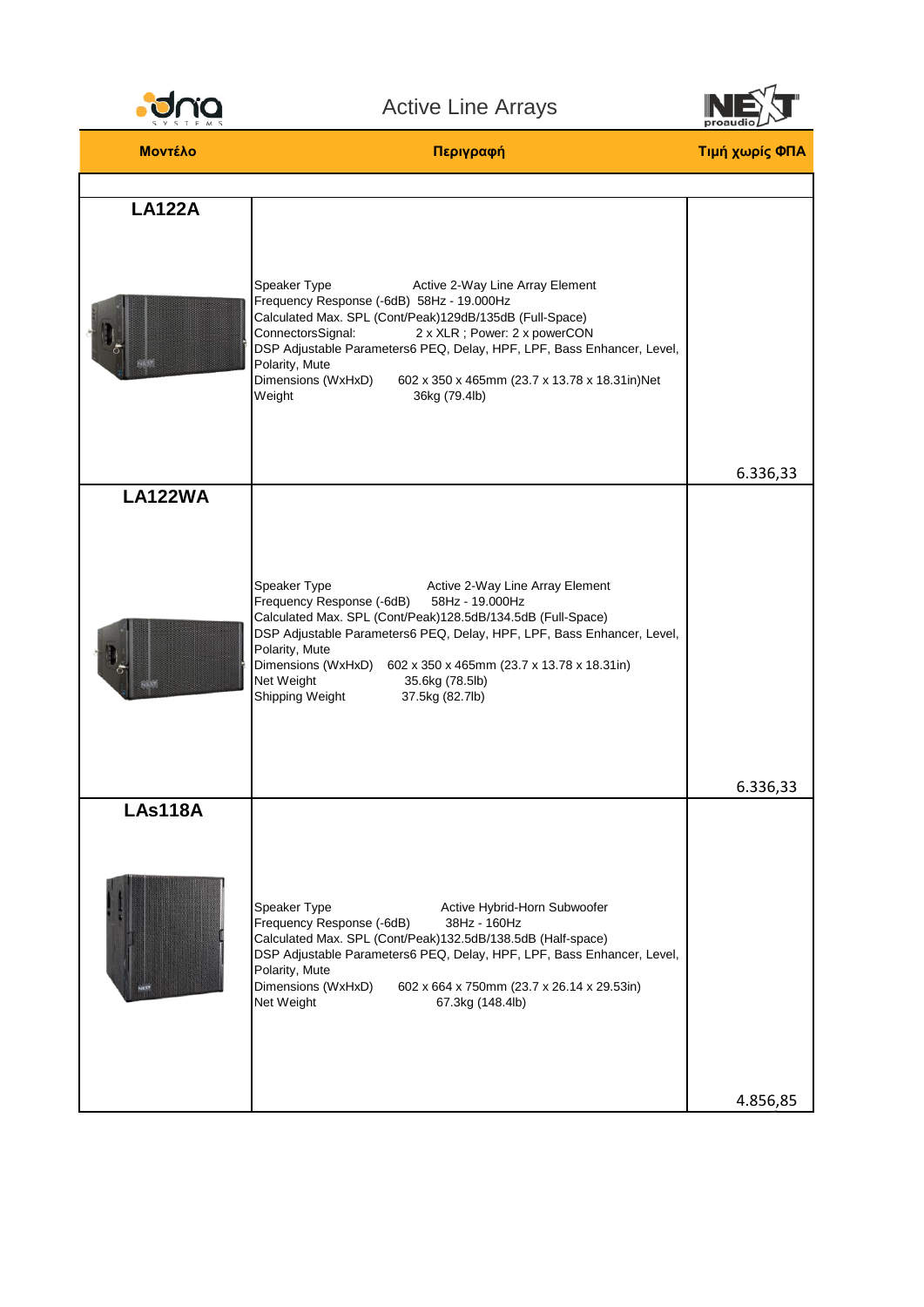# Active Line Arrays

| Μοντέλο | Περιγραφή | Τιμή χωρίς ΦΠΑ |
| --- | --- | --- |
| **LA122A** | Speaker Type Active 2-Way Line Array Element<br>Frequency Response (-6dB) 58Hz - 19.000Hz<br>Calculated Max. SPL (Cont/Peak)129dB/135dB (Full-Space)<br>ConnectorsSignal: 2 x XLR ; Power: 2 x powerCON<br>DSP Adjustable Parameters6 PEQ, Delay, HPF, LPF, Bass Enhancer, Level, Polarity, Mute<br>Dimensions (WxHxD) 602 x 350 x 465mm (23.7 x 13.78 x 18.31in)Net Weight 36kg (79.4lb) | 6.336,33 |
| **LA122WA** | Speaker Type Active 2-Way Line Array Element<br>Frequency Response (-6dB) 58Hz - 19.000Hz<br>Calculated Max. SPL (Cont/Peak)128.5dB/134.5dB (Full-Space)<br>DSP Adjustable Parameters6 PEQ, Delay, HPF, LPF, Bass Enhancer, Level, Polarity, Mute<br>Dimensions (WxHxD) 602 x 350 x 465mm (23.7 x 13.78 x 18.31in)<br>Net Weight 35.6kg (78.5lb)<br>Shipping Weight 37.5kg (82.7lb) | 6.336,33 |
| **LAs118A** | Speaker Type Active Hybrid-Horn Subwoofer<br>Frequency Response (-6dB) 38Hz - 160Hz<br>Calculated Max. SPL (Cont/Peak)132.5dB/138.5dB (Half-space)<br>DSP Adjustable Parameters6 PEQ, Delay, HPF, LPF, Bass Enhancer, Level, Polarity, Mute<br>Dimensions (WxHxD) 602 x 664 x 750mm (23.7 x 26.14 x 29.53in)<br>Net Weight 67.3kg (148.4lb) | 4.856,85 |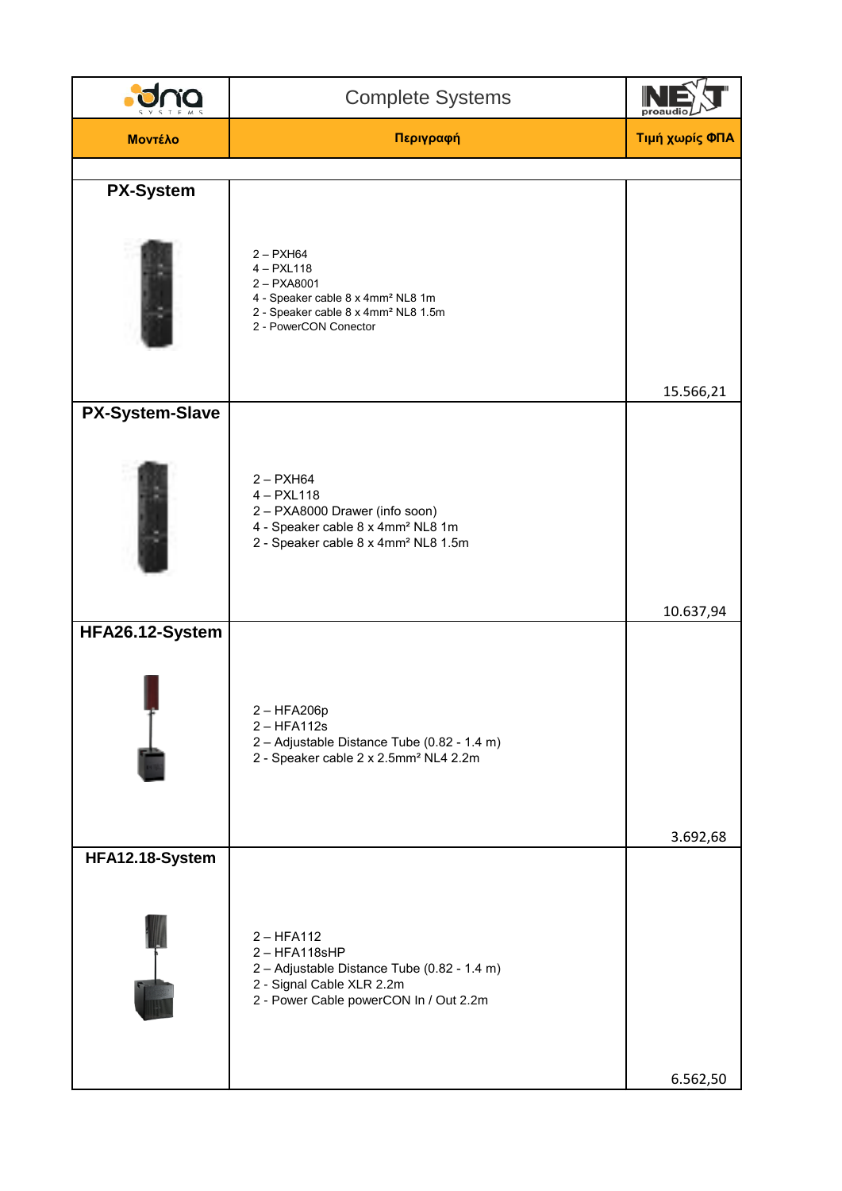| Μοντέλο | Περιγραφή | Τιμή χωρίς ΦΠΑ |
|---|---|---|
| | Complete Systems | |
| **PX-System** | 2 – PXH64<br>4 – PXL118<br>2 – PXA8001<br>4 - Speaker cable 8 x 4mm² NL8 1m<br>2 - Speaker cable 8 x 4mm² NL8 1.5m<br>2 - PowerCON Conector | 15.566,21 |
| **PX-System-Slave** | 2 – PXH64<br>4 – PXL118<br>2 – PXA8000 Drawer (info soon)<br>4 - Speaker cable 8 x 4mm² NL8 1m<br>2 - Speaker cable 8 x 4mm² NL8 1.5m | 10.637,94 |
| **HFA26.12-System** | 2 – HFA206p<br>2 – HFA112s<br>2 – Adjustable Distance Tube (0.82 - 1.4 m)<br>2 - Speaker cable 2 x 2.5mm² NL4 2.2m | 3.692,68 |
| **HFA12.18-System** | 2 – HFA112<br>2 – HFA118sHP<br>2 – Adjustable Distance Tube (0.82 - 1.4 m)<br>2 - Signal Cable XLR 2.2m<br>2 - Power Cable powerCON In / Out 2.2m | 6.562,50 |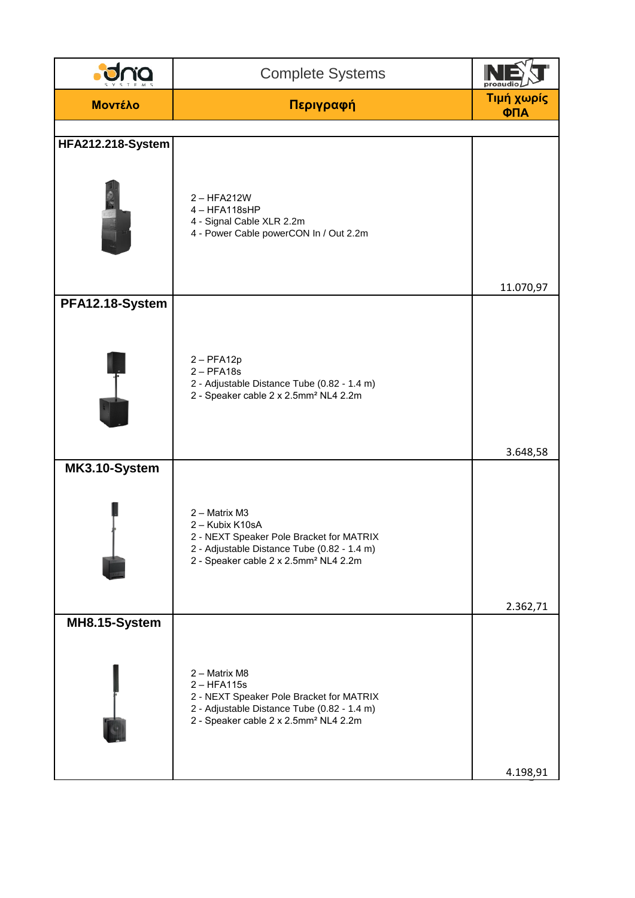| Complete Systems | | |
|---|---|---|
| **Μοντέλο** | **Περιγραφή** | **Τιμή χωρίς ΦΠΑ** |
| **HFA212.218-System** | 2 – HFA212W<br>4 – HFA118sHP<br>4 - Signal Cable XLR 2.2m<br>4 - Power Cable powerCON In / Out 2.2m | 11.070,97 |
| **PFA12.18-System** | 2 – PFA12p<br>2 – PFA18s<br>2 - Adjustable Distance Tube (0.82 - 1.4 m)<br>2 - Speaker cable 2 x 2.5mm² NL4 2.2m | 3.648,58 |
| **MK3.10-System** | 2 – Matrix M3<br>2 – Kubix K10sA<br>2 - NEXT Speaker Pole Bracket for MATRIX<br>2 - Adjustable Distance Tube (0.82 - 1.4 m)<br>2 - Speaker cable 2 x 2.5mm² NL4 2.2m | 2.362,71 |
| **MH8.15-System** | 2 – Matrix M8<br>2 – HFA115s<br>2 - NEXT Speaker Pole Bracket for MATRIX<br>2 - Adjustable Distance Tube (0.82 - 1.4 m)<br>2 - Speaker cable 2 x 2.5mm² NL4 2.2m | 4.198,91 |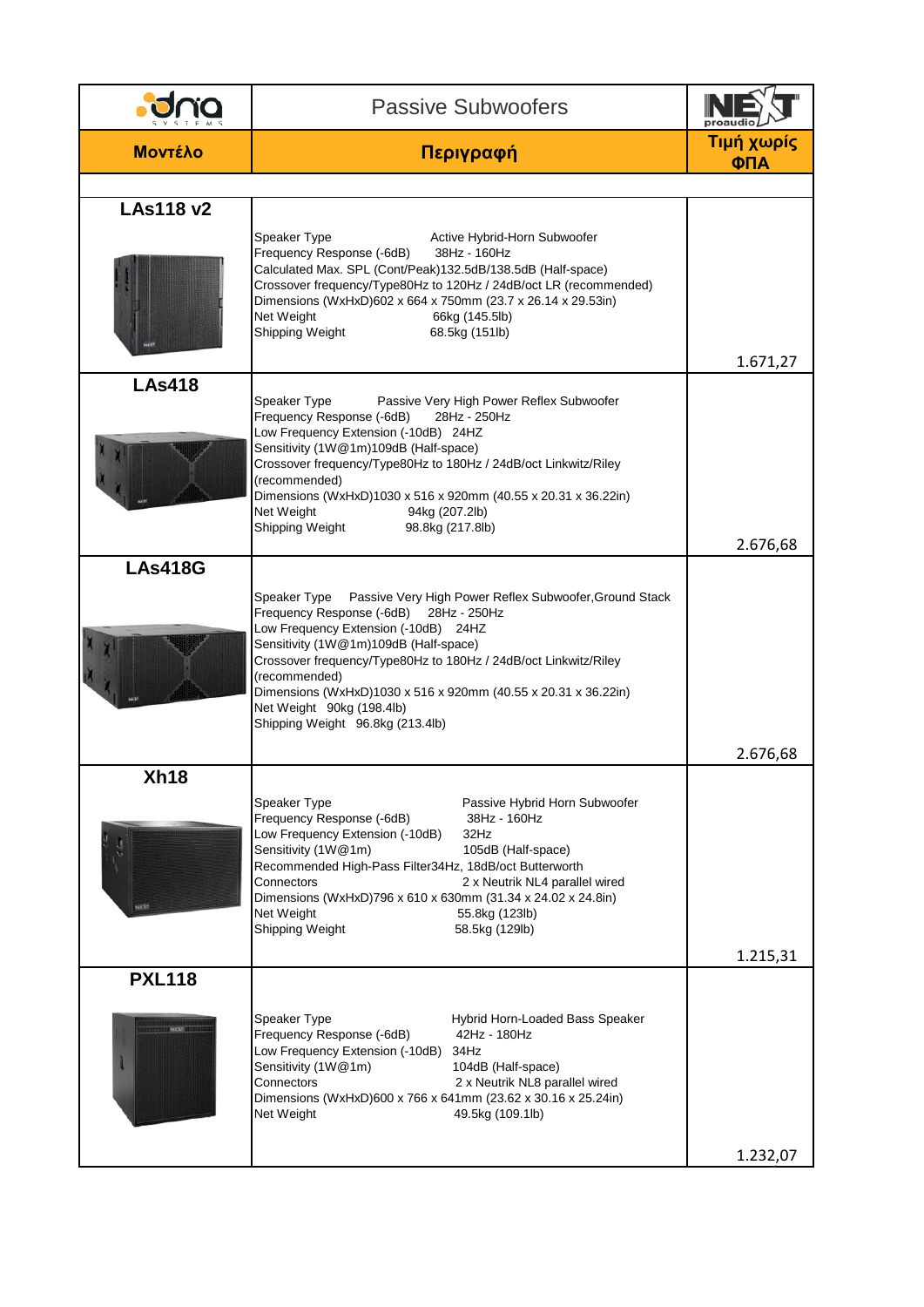| dna SYSTEMS | Passive Subwoofers | NEXT proaudio |
|---|---|---|
| **Μοντέλο** | **Περιγραφή** | **Τιμή χωρίς ΦΠΑ** |
| | | |
| **LAs118 v2** | Speaker Type Active Hybrid-Horn Subwoofer<br>Frequency Response (-6dB) 38Hz - 160Hz<br>Calculated Max. SPL (Cont/Peak)132.5dB/138.5dB (Half-space)<br>Crossover frequency/Type80Hz to 120Hz / 24dB/oct LR (recommended)<br>Dimensions (WxHxD)602 x 664 x 750mm (23.7 x 26.14 x 29.53in)<br>Net Weight 66kg (145.5lb)<br>Shipping Weight 68.5kg (151lb) | 1.671,27 |
| **LAs418** | Speaker Type Passive Very High Power Reflex Subwoofer<br>Frequency Response (-6dB) 28Hz - 250Hz<br>Low Frequency Extension (-10dB) 24HZ<br>Sensitivity (1W@1m)109dB (Half-space)<br>Crossover frequency/Type80Hz to 180Hz / 24dB/oct Linkwitz/Riley (recommended)<br>Dimensions (WxHxD)1030 x 516 x 920mm (40.55 x 20.31 x 36.22in)<br>Net Weight 94kg (207.2lb)<br>Shipping Weight 98.8kg (217.8lb) | 2.676,68 |
| **LAs418G** | Speaker Type Passive Very High Power Reflex Subwoofer,Ground Stack<br>Frequency Response (-6dB) 28Hz - 250Hz<br>Low Frequency Extension (-10dB) 24HZ<br>Sensitivity (1W@1m)109dB (Half-space)<br>Crossover frequency/Type80Hz to 180Hz / 24dB/oct Linkwitz/Riley (recommended)<br>Dimensions (WxHxD)1030 x 516 x 920mm (40.55 x 20.31 x 36.22in)<br>Net Weight 90kg (198.4lb)<br>Shipping Weight 96.8kg (213.4lb) | 2.676,68 |
| **Xh18** | Speaker Type Passive Hybrid Horn Subwoofer<br>Frequency Response (-6dB) 38Hz - 160Hz<br>Low Frequency Extension (-10dB) 32Hz<br>Sensitivity (1W@1m) 105dB (Half-space)<br>Recommended High-Pass Filter34Hz, 18dB/oct Butterworth<br>Connectors 2 x Neutrik NL4 parallel wired<br>Dimensions (WxHxD)796 x 610 x 630mm (31.34 x 24.02 x 24.8in)<br>Net Weight 55.8kg (123lb)<br>Shipping Weight 58.5kg (129lb) | 1.215,31 |
| **PXL118** | Speaker Type Hybrid Horn-Loaded Bass Speaker<br>Frequency Response (-6dB) 42Hz - 180Hz<br>Low Frequency Extension (-10dB) 34Hz<br>Sensitivity (1W@1m) 104dB (Half-space)<br>Connectors 2 x Neutrik NL8 parallel wired<br>Dimensions (WxHxD)600 x 766 x 641mm (23.62 x 30.16 x 25.24in)<br>Net Weight 49.5kg (109.1lb) | 1.232,07 |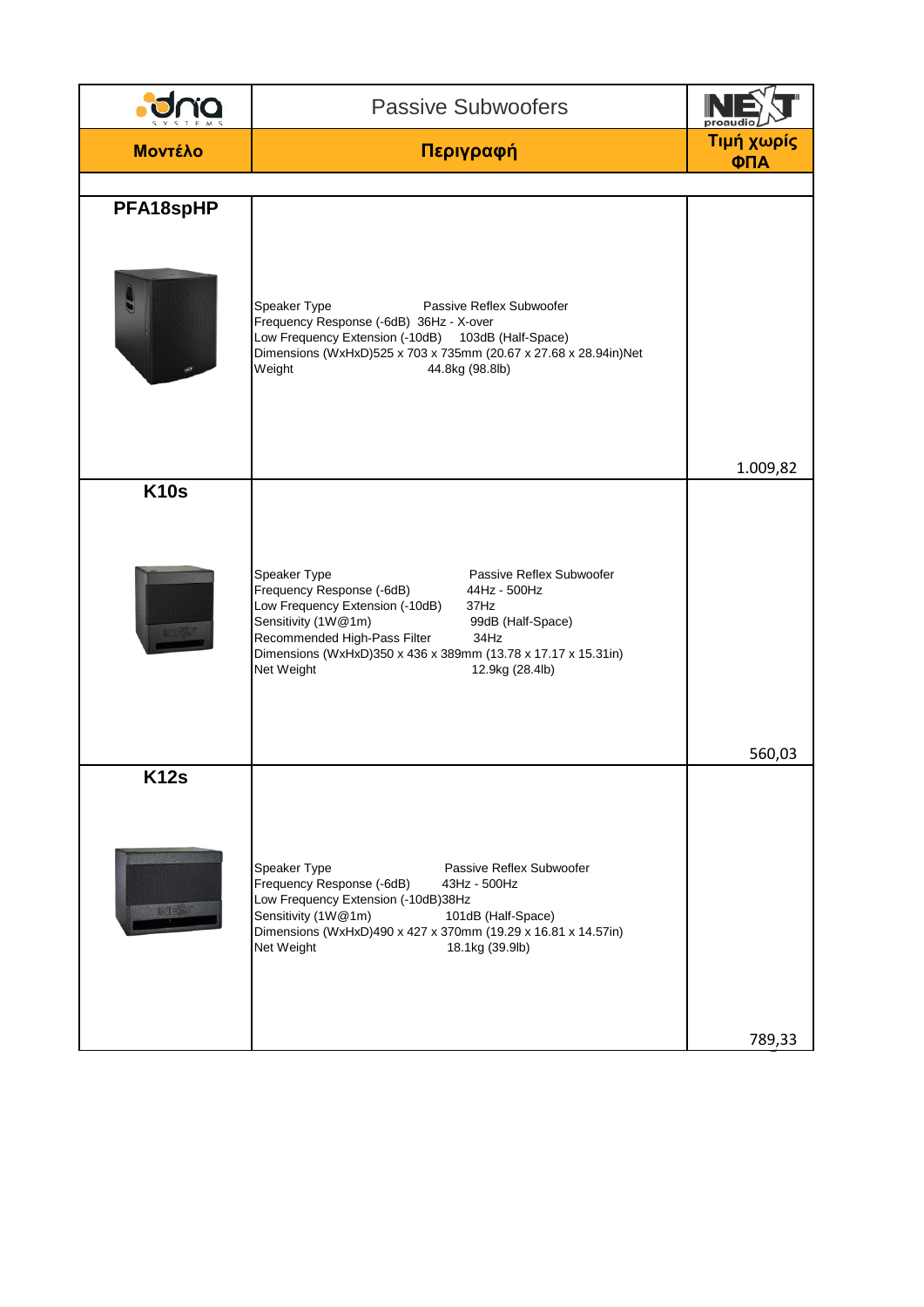# Passive Subwoofers

| Μοντέλο | Περιγραφή | Τιμή χωρίς ΦΠΑ |
|---|---|---|
| **PFA18spHP** | Speaker Type Passive Reflex Subwoofer<br>Frequency Response (-6dB) 36Hz - X-over<br>Low Frequency Extension (-10dB) 103dB (Half-Space)<br>Dimensions (WxHxD)525 x 703 x 735mm (20.67 x 27.68 x 28.94in)Net Weight 44.8kg (98.8lb) | 1.009,82 |
| **K10s** | Speaker Type Passive Reflex Subwoofer<br>Frequency Response (-6dB) 44Hz - 500Hz<br>Low Frequency Extension (-10dB) 37Hz<br>Sensitivity (1W@1m) 99dB (Half-Space)<br>Recommended High-Pass Filter 34Hz<br>Dimensions (WxHxD)350 x 436 x 389mm (13.78 x 17.17 x 15.31in)<br>Net Weight 12.9kg (28.4lb) | 560,03 |
| **K12s** | Speaker Type Passive Reflex Subwoofer<br>Frequency Response (-6dB) 43Hz - 500Hz<br>Low Frequency Extension (-10dB)38Hz<br>Sensitivity (1W@1m) 101dB (Half-Space)<br>Dimensions (WxHxD)490 x 427 x 370mm (19.29 x 16.81 x 14.57in)<br>Net Weight 18.1kg (39.9lb) | 789,33 |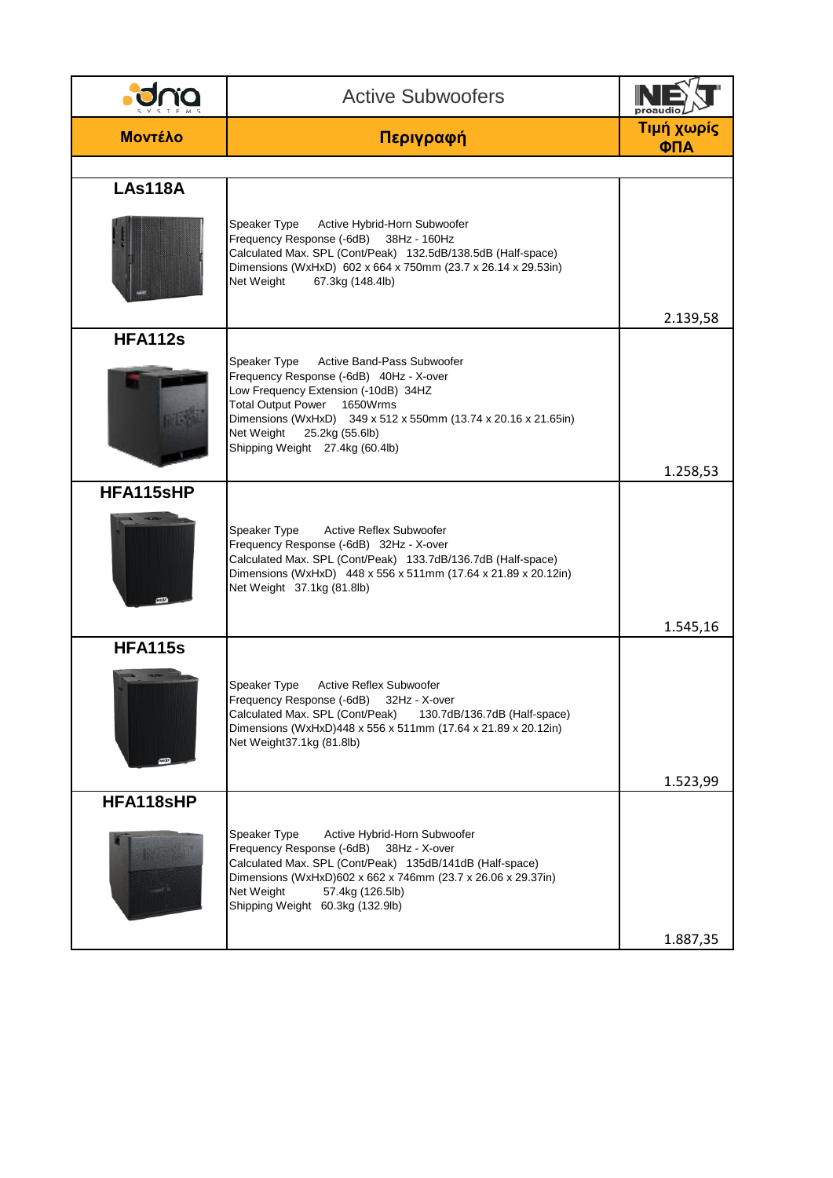| dna SYSTEMS | Active Subwoofers | NEXT proaudio |
|---|---|---|
| **Μοντέλο** | **Περιγραφή** | **Τιμή χωρίς ΦΠΑ** |
| | | |
| **LAs118A** | Speaker Type Active Hybrid-Horn Subwoofer<br>Frequency Response (-6dB) 38Hz - 160Hz<br>Calculated Max. SPL (Cont/Peak) 132.5dB/138.5dB (Half-space)<br>Dimensions (WxHxD) 602 x 664 x 750mm (23.7 x 26.14 x 29.53in)<br>Net Weight 67.3kg (148.4lb) | 2.139,58 |
| **HFA112s** | Speaker Type Active Band-Pass Subwoofer<br>Frequency Response (-6dB) 40Hz - X-over<br>Low Frequency Extension (-10dB) 34HZ<br>Total Output Power 1650Wrms<br>Dimensions (WxHxD) 349 x 512 x 550mm (13.74 x 20.16 x 21.65in)<br>Net Weight 25.2kg (55.6lb)<br>Shipping Weight 27.4kg (60.4lb) | 1.258,53 |
| **HFA115sHP** | Speaker Type Active Reflex Subwoofer<br>Frequency Response (-6dB) 32Hz - X-over<br>Calculated Max. SPL (Cont/Peak) 133.7dB/136.7dB (Half-space)<br>Dimensions (WxHxD) 448 x 556 x 511mm (17.64 x 21.89 x 20.12in)<br>Net Weight 37.1kg (81.8lb) | 1.545,16 |
| **HFA115s** | Speaker Type Active Reflex Subwoofer<br>Frequency Response (-6dB) 32Hz - X-over<br>Calculated Max. SPL (Cont/Peak) 130.7dB/136.7dB (Half-space)<br>Dimensions (WxHxD)448 x 556 x 511mm (17.64 x 21.89 x 20.12in)<br>Net Weight37.1kg (81.8lb) | 1.523,99 |
| **HFA118sHP** | Speaker Type Active Hybrid-Horn Subwoofer<br>Frequency Response (-6dB) 38Hz - X-over<br>Calculated Max. SPL (Cont/Peak) 135dB/141dB (Half-space)<br>Dimensions (WxHxD)602 x 662 x 746mm (23.7 x 26.06 x 29.37in)<br>Net Weight 57.4kg (126.5lb)<br>Shipping Weight 60.3kg (132.9lb) | 1.887,35 |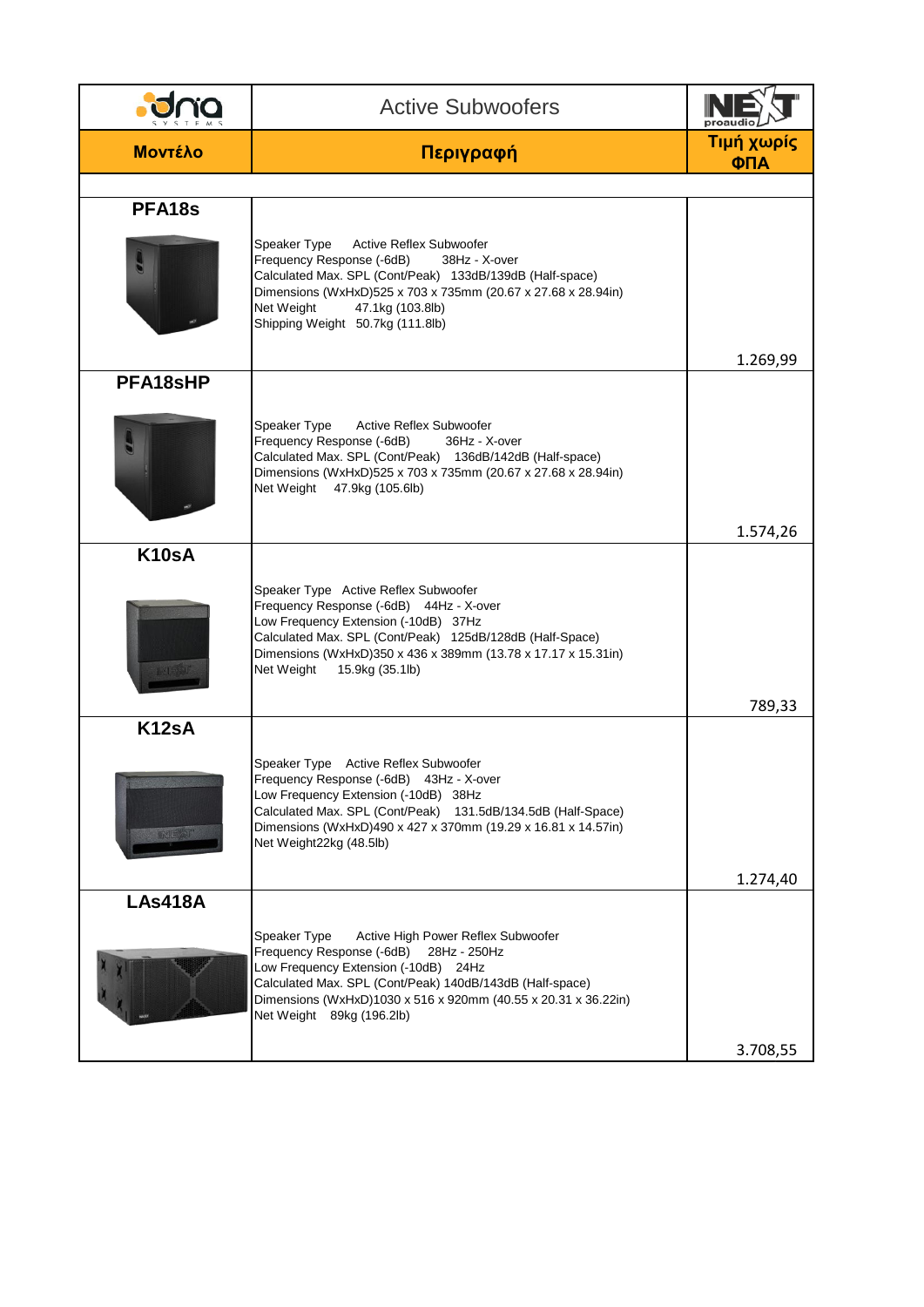| dna SYSTEMS | Active Subwoofers | NEXT proaudio |
|---|---|---|
| **Μοντέλο** | **Περιγραφή** | **Τιμή χωρίς ΦΠΑ** |
| | | |
| **PFA18s** | Speaker Type Active Reflex Subwoofer<br>Frequency Response (-6dB) 38Hz - X-over<br>Calculated Max. SPL (Cont/Peak) 133dB/139dB (Half-space)<br>Dimensions (WxHxD)525 x 703 x 735mm (20.67 x 27.68 x 28.94in)<br>Net Weight 47.1kg (103.8lb)<br>Shipping Weight 50.7kg (111.8lb) | 1.269,99 |
| **PFA18sHP** | Speaker Type Active Reflex Subwoofer<br>Frequency Response (-6dB) 36Hz - X-over<br>Calculated Max. SPL (Cont/Peak) 136dB/142dB (Half-space)<br>Dimensions (WxHxD)525 x 703 x 735mm (20.67 x 27.68 x 28.94in)<br>Net Weight 47.9kg (105.6lb) | 1.574,26 |
| **K10sA** | Speaker Type Active Reflex Subwoofer<br>Frequency Response (-6dB) 44Hz - X-over<br>Low Frequency Extension (-10dB) 37Hz<br>Calculated Max. SPL (Cont/Peak) 125dB/128dB (Half-Space)<br>Dimensions (WxHxD)350 x 436 x 389mm (13.78 x 17.17 x 15.31in)<br>Net Weight 15.9kg (35.1lb) | 789,33 |
| **K12sA** | Speaker Type Active Reflex Subwoofer<br>Frequency Response (-6dB) 43Hz - X-over<br>Low Frequency Extension (-10dB) 38Hz<br>Calculated Max. SPL (Cont/Peak) 131.5dB/134.5dB (Half-Space)<br>Dimensions (WxHxD)490 x 427 x 370mm (19.29 x 16.81 x 14.57in)<br>Net Weight22kg (48.5lb) | 1.274,40 |
| **LAs418A** | Speaker Type Active High Power Reflex Subwoofer<br>Frequency Response (-6dB) 28Hz - 250Hz<br>Low Frequency Extension (-10dB) 24Hz<br>Calculated Max. SPL (Cont/Peak) 140dB/143dB (Half-space)<br>Dimensions (WxHxD)1030 x 516 x 920mm (40.55 x 20.31 x 36.22in)<br>Net Weight 89kg (196.2lb) | 3.708,55 |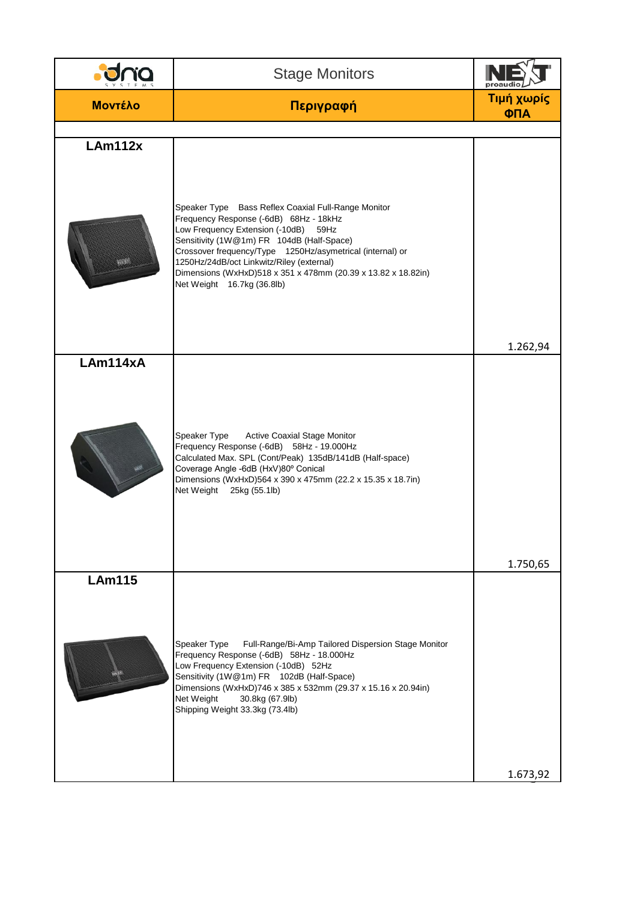| Μοντέλο | Περιγραφή | Τιμή χωρίς ΦΠΑ |
|---|---|---|
| | Stage Monitors | |
| **LAm112x** | Speaker Type Bass Reflex Coaxial Full-Range Monitor<br>Frequency Response (-6dB) 68Hz - 18kHz<br>Low Frequency Extension (-10dB) 59Hz<br>Sensitivity (1W@1m) FR 104dB (Half-Space)<br>Crossover frequency/Type 1250Hz/asymetrical (internal) or 1250Hz/24dB/oct Linkwitz/Riley (external)<br>Dimensions (WxHxD)518 x 351 x 478mm (20.39 x 13.82 x 18.82in)<br>Net Weight 16.7kg (36.8lb) | 1.262,94 |
| **LAm114xA** | Speaker Type Active Coaxial Stage Monitor<br>Frequency Response (-6dB) 58Hz - 19.000Hz<br>Calculated Max. SPL (Cont/Peak) 135dB/141dB (Half-space)<br>Coverage Angle -6dB (HxV)80º Conical<br>Dimensions (WxHxD)564 x 390 x 475mm (22.2 x 15.35 x 18.7in)<br>Net Weight 25kg (55.1lb) | 1.750,65 |
| **LAm115** | Speaker Type Full-Range/Bi-Amp Tailored Dispersion Stage Monitor<br>Frequency Response (-6dB) 58Hz - 18.000Hz<br>Low Frequency Extension (-10dB) 52Hz<br>Sensitivity (1W@1m) FR 102dB (Half-Space)<br>Dimensions (WxHxD)746 x 385 x 532mm (29.37 x 15.16 x 20.94in)<br>Net Weight 30.8kg (67.9lb)<br>Shipping Weight 33.3kg (73.4lb) | 1.673,92 |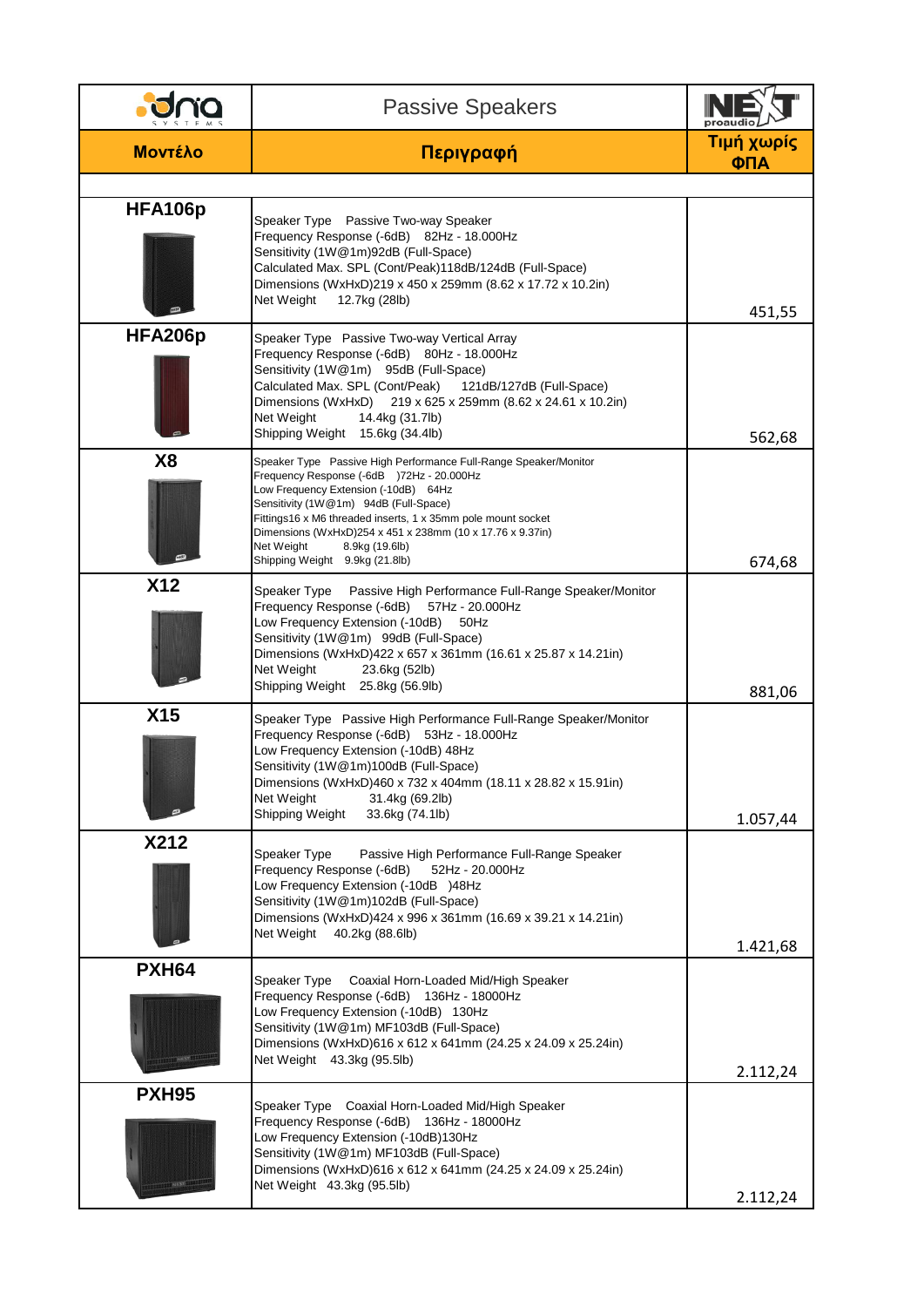# Passive Speakers

| Μοντέλο | Περιγραφή | Τιμή χωρίς ΦΠΑ |
|---|---|---|
| **HFA106p** | Speaker Type Passive Two-way Speaker<br>Frequency Response (-6dB) 82Hz - 18.000Hz<br>Sensitivity (1W@1m)92dB (Full-Space)<br>Calculated Max. SPL (Cont/Peak)118dB/124dB (Full-Space)<br>Dimensions (WxHxD)219 x 450 x 259mm (8.62 x 17.72 x 10.2in)<br>Net Weight 12.7kg (28lb) | 451,55 |
| **HFA206p** | Speaker Type Passive Two-way Vertical Array<br>Frequency Response (-6dB) 80Hz - 18.000Hz<br>Sensitivity (1W@1m) 95dB (Full-Space)<br>Calculated Max. SPL (Cont/Peak) 121dB/127dB (Full-Space)<br>Dimensions (WxHxD) 219 x 625 x 259mm (8.62 x 24.61 x 10.2in)<br>Net Weight 14.4kg (31.7lb)<br>Shipping Weight 15.6kg (34.4lb) | 562,68 |
| **X8** | Speaker Type Passive High Performance Full-Range Speaker/Monitor<br>Frequency Response (-6dB )72Hz - 20.000Hz<br>Low Frequency Extension (-10dB) 64Hz<br>Sensitivity (1W@1m) 94dB (Full-Space)<br>Fittings16 x M6 threaded inserts, 1 x 35mm pole mount socket<br>Dimensions (WxHxD)254 x 451 x 238mm (10 x 17.76 x 9.37in)<br>Net Weight 8.9kg (19.6lb)<br>Shipping Weight 9.9kg (21.8lb) | 674,68 |
| **X12** | Speaker Type Passive High Performance Full-Range Speaker/Monitor<br>Frequency Response (-6dB) 57Hz - 20.000Hz<br>Low Frequency Extension (-10dB) 50Hz<br>Sensitivity (1W@1m) 99dB (Full-Space)<br>Dimensions (WxHxD)422 x 657 x 361mm (16.61 x 25.87 x 14.21in)<br>Net Weight 23.6kg (52lb)<br>Shipping Weight 25.8kg (56.9lb) | 881,06 |
| **X15** | Speaker Type Passive High Performance Full-Range Speaker/Monitor<br>Frequency Response (-6dB) 53Hz - 18.000Hz<br>Low Frequency Extension (-10dB) 48Hz<br>Sensitivity (1W@1m)100dB (Full-Space)<br>Dimensions (WxHxD)460 x 732 x 404mm (18.11 x 28.82 x 15.91in)<br>Net Weight 31.4kg (69.2lb)<br>Shipping Weight 33.6kg (74.1lb) | 1.057,44 |
| **X212** | Speaker Type Passive High Performance Full-Range Speaker<br>Frequency Response (-6dB) 52Hz - 20.000Hz<br>Low Frequency Extension (-10dB )48Hz<br>Sensitivity (1W@1m)102dB (Full-Space)<br>Dimensions (WxHxD)424 x 996 x 361mm (16.69 x 39.21 x 14.21in)<br>Net Weight 40.2kg (88.6lb) | 1.421,68 |
| **PXH64** | Speaker Type Coaxial Horn-Loaded Mid/High Speaker<br>Frequency Response (-6dB) 136Hz - 18000Hz<br>Low Frequency Extension (-10dB) 130Hz<br>Sensitivity (1W@1m) MF103dB (Full-Space)<br>Dimensions (WxHxD)616 x 612 x 641mm (24.25 x 24.09 x 25.24in)<br>Net Weight 43.3kg (95.5lb) | 2.112,24 |
| **PXH95** | Speaker Type Coaxial Horn-Loaded Mid/High Speaker<br>Frequency Response (-6dB) 136Hz - 18000Hz<br>Low Frequency Extension (-10dB)130Hz<br>Sensitivity (1W@1m) MF103dB (Full-Space)<br>Dimensions (WxHxD)616 x 612 x 641mm (24.25 x 24.09 x 25.24in)<br>Net Weight 43.3kg (95.5lb) | 2.112,24 |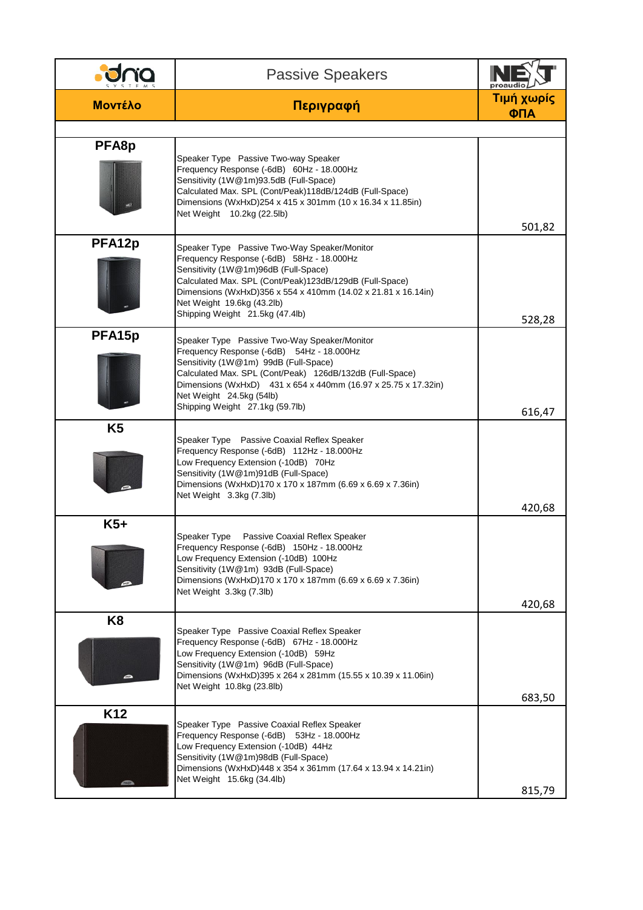# Passive Speakers

| Μοντέλο | Περιγραφή | Τιμή χωρίς ΦΠΑ |
|---|---|---|
| **PFA8p** | Speaker Type Passive Two-way Speaker<br>Frequency Response (-6dB) 60Hz - 18.000Hz<br>Sensitivity (1W@1m)93.5dB (Full-Space)<br>Calculated Max. SPL (Cont/Peak)118dB/124dB (Full-Space)<br>Dimensions (WxHxD)254 x 415 x 301mm (10 x 16.34 x 11.85in)<br>Net Weight 10.2kg (22.5lb) | 501,82 |
| **PFA12p** | Speaker Type Passive Two-Way Speaker/Monitor<br>Frequency Response (-6dB) 58Hz - 18.000Hz<br>Sensitivity (1W@1m)96dB (Full-Space)<br>Calculated Max. SPL (Cont/Peak)123dB/129dB (Full-Space)<br>Dimensions (WxHxD)356 x 554 x 410mm (14.02 x 21.81 x 16.14in)<br>Net Weight 19.6kg (43.2lb)<br>Shipping Weight 21.5kg (47.4lb) | 528,28 |
| **PFA15p** | Speaker Type Passive Two-Way Speaker/Monitor<br>Frequency Response (-6dB) 54Hz - 18.000Hz<br>Sensitivity (1W@1m) 99dB (Full-Space)<br>Calculated Max. SPL (Cont/Peak) 126dB/132dB (Full-Space)<br>Dimensions (WxHxD) 431 x 654 x 440mm (16.97 x 25.75 x 17.32in)<br>Net Weight 24.5kg (54lb)<br>Shipping Weight 27.1kg (59.7lb) | 616,47 |
| **K5** | Speaker Type Passive Coaxial Reflex Speaker<br>Frequency Response (-6dB) 112Hz - 18.000Hz<br>Low Frequency Extension (-10dB) 70Hz<br>Sensitivity (1W@1m)91dB (Full-Space)<br>Dimensions (WxHxD)170 x 170 x 187mm (6.69 x 6.69 x 7.36in)<br>Net Weight 3.3kg (7.3lb) | 420,68 |
| **K5+** | Speaker Type Passive Coaxial Reflex Speaker<br>Frequency Response (-6dB) 150Hz - 18.000Hz<br>Low Frequency Extension (-10dB) 100Hz<br>Sensitivity (1W@1m) 93dB (Full-Space)<br>Dimensions (WxHxD)170 x 170 x 187mm (6.69 x 6.69 x 7.36in)<br>Net Weight 3.3kg (7.3lb) | 420,68 |
| **K8** | Speaker Type Passive Coaxial Reflex Speaker<br>Frequency Response (-6dB) 67Hz - 18.000Hz<br>Low Frequency Extension (-10dB) 59Hz<br>Sensitivity (1W@1m) 96dB (Full-Space)<br>Dimensions (WxHxD)395 x 264 x 281mm (15.55 x 10.39 x 11.06in)<br>Net Weight 10.8kg (23.8lb) | 683,50 |
| **K12** | Speaker Type Passive Coaxial Reflex Speaker<br>Frequency Response (-6dB) 53Hz - 18.000Hz<br>Low Frequency Extension (-10dB) 44Hz<br>Sensitivity (1W@1m)98dB (Full-Space)<br>Dimensions (WxHxD)448 x 354 x 361mm (17.64 x 13.94 x 14.21in)<br>Net Weight 15.6kg (34.4lb) | 815,79 |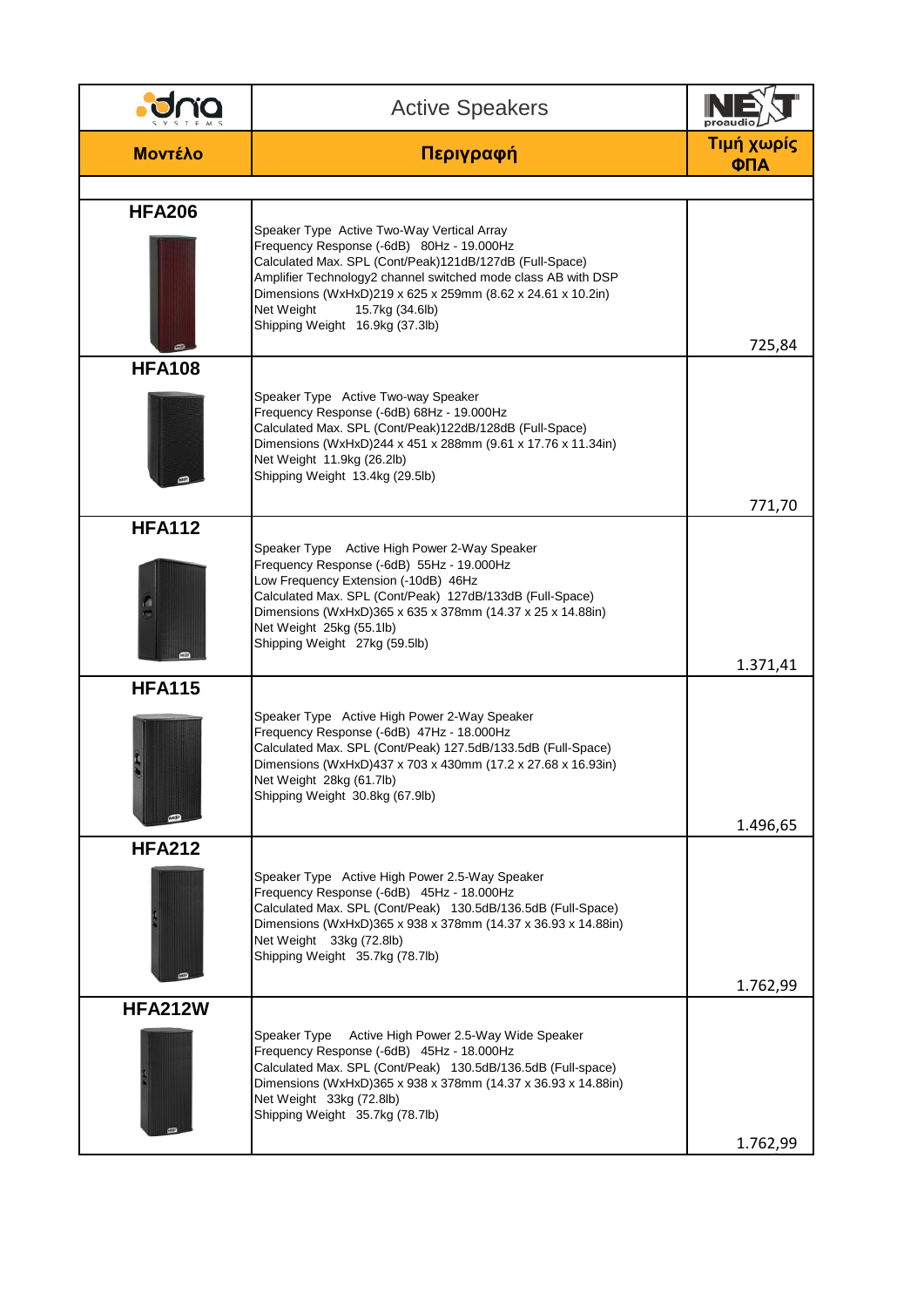| Μοντέλο | Περιγραφή | Τιμή χωρίς ΦΠΑ |
|---|---|---|
| | **Active Speakers** | |
| **HFA206** | Speaker Type Active Two-Way Vertical Array<br>Frequency Response (-6dB) 80Hz - 19.000Hz<br>Calculated Max. SPL (Cont/Peak)121dB/127dB (Full-Space)<br>Amplifier Technology2 channel switched mode class AB with DSP<br>Dimensions (WxHxD)219 x 625 x 259mm (8.62 x 24.61 x 10.2in)<br>Net Weight 15.7kg (34.6lb)<br>Shipping Weight 16.9kg (37.3lb) | 725,84 |
| **HFA108** | Speaker Type Active Two-way Speaker<br>Frequency Response (-6dB) 68Hz - 19.000Hz<br>Calculated Max. SPL (Cont/Peak)122dB/128dB (Full-Space)<br>Dimensions (WxHxD)244 x 451 x 288mm (9.61 x 17.76 x 11.34in)<br>Net Weight 11.9kg (26.2lb)<br>Shipping Weight 13.4kg (29.5lb) | 771,70 |
| **HFA112** | Speaker Type Active High Power 2-Way Speaker<br>Frequency Response (-6dB) 55Hz - 19.000Hz<br>Low Frequency Extension (-10dB) 46Hz<br>Calculated Max. SPL (Cont/Peak) 127dB/133dB (Full-Space)<br>Dimensions (WxHxD)365 x 635 x 378mm (14.37 x 25 x 14.88in)<br>Net Weight 25kg (55.1lb)<br>Shipping Weight 27kg (59.5lb) | 1.371,41 |
| **HFA115** | Speaker Type Active High Power 2-Way Speaker<br>Frequency Response (-6dB) 47Hz - 18.000Hz<br>Calculated Max. SPL (Cont/Peak) 127.5dB/133.5dB (Full-Space)<br>Dimensions (WxHxD)437 x 703 x 430mm (17.2 x 27.68 x 16.93in)<br>Net Weight 28kg (61.7lb)<br>Shipping Weight 30.8kg (67.9lb) | 1.496,65 |
| **HFA212** | Speaker Type Active High Power 2.5-Way Speaker<br>Frequency Response (-6dB) 45Hz - 18.000Hz<br>Calculated Max. SPL (Cont/Peak) 130.5dB/136.5dB (Full-Space)<br>Dimensions (WxHxD)365 x 938 x 378mm (14.37 x 36.93 x 14.88in)<br>Net Weight 33kg (72.8lb)<br>Shipping Weight 35.7kg (78.7lb) | 1.762,99 |
| **HFA212W** | Speaker Type Active High Power 2.5-Way Wide Speaker<br>Frequency Response (-6dB) 45Hz - 18.000Hz<br>Calculated Max. SPL (Cont/Peak) 130.5dB/136.5dB (Full-space)<br>Dimensions (WxHxD)365 x 938 x 378mm (14.37 x 36.93 x 14.88in)<br>Net Weight 33kg (72.8lb)<br>Shipping Weight 35.7kg (78.7lb) | 1.762,99 |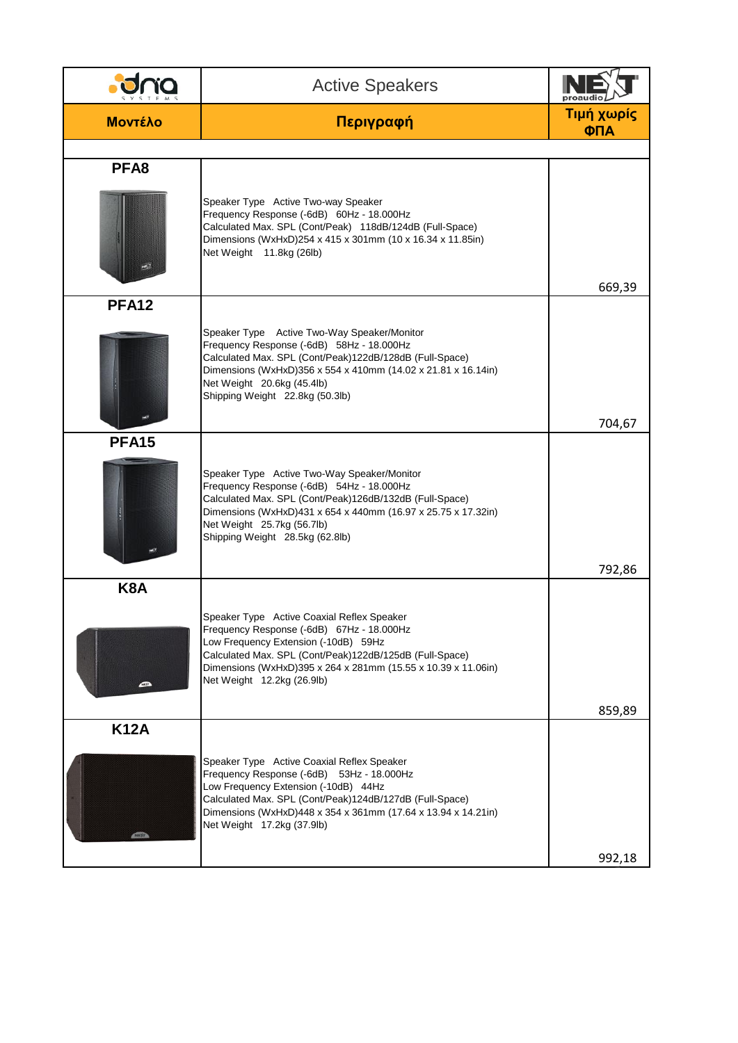| Μοντέλο | Active Speakers<br>Περιγραφή | Τιμή χωρίς ΦΠΑ |
|---|---|---|
| **PFA8** | Speaker Type Active Two-way Speaker<br>Frequency Response (-6dB) 60Hz - 18.000Hz<br>Calculated Max. SPL (Cont/Peak) 118dB/124dB (Full-Space)<br>Dimensions (WxHxD)254 x 415 x 301mm (10 x 16.34 x 11.85in)<br>Net Weight 11.8kg (26lb) | 669,39 |
| **PFA12** | Speaker Type Active Two-Way Speaker/Monitor<br>Frequency Response (-6dB) 58Hz - 18.000Hz<br>Calculated Max. SPL (Cont/Peak)122dB/128dB (Full-Space)<br>Dimensions (WxHxD)356 x 554 x 410mm (14.02 x 21.81 x 16.14in)<br>Net Weight 20.6kg (45.4lb)<br>Shipping Weight 22.8kg (50.3lb) | 704,67 |
| **PFA15** | Speaker Type Active Two-Way Speaker/Monitor<br>Frequency Response (-6dB) 54Hz - 18.000Hz<br>Calculated Max. SPL (Cont/Peak)126dB/132dB (Full-Space)<br>Dimensions (WxHxD)431 x 654 x 440mm (16.97 x 25.75 x 17.32in)<br>Net Weight 25.7kg (56.7lb)<br>Shipping Weight 28.5kg (62.8lb) | 792,86 |
| **K8A** | Speaker Type Active Coaxial Reflex Speaker<br>Frequency Response (-6dB) 67Hz - 18.000Hz<br>Low Frequency Extension (-10dB) 59Hz<br>Calculated Max. SPL (Cont/Peak)122dB/125dB (Full-Space)<br>Dimensions (WxHxD)395 x 264 x 281mm (15.55 x 10.39 x 11.06in)<br>Net Weight 12.2kg (26.9lb) | 859,89 |
| **K12A** | Speaker Type Active Coaxial Reflex Speaker<br>Frequency Response (-6dB) 53Hz - 18.000Hz<br>Low Frequency Extension (-10dB) 44Hz<br>Calculated Max. SPL (Cont/Peak)124dB/127dB (Full-Space)<br>Dimensions (WxHxD)448 x 354 x 361mm (17.64 x 13.94 x 14.21in)<br>Net Weight 17.2kg (37.9lb) | 992,18 |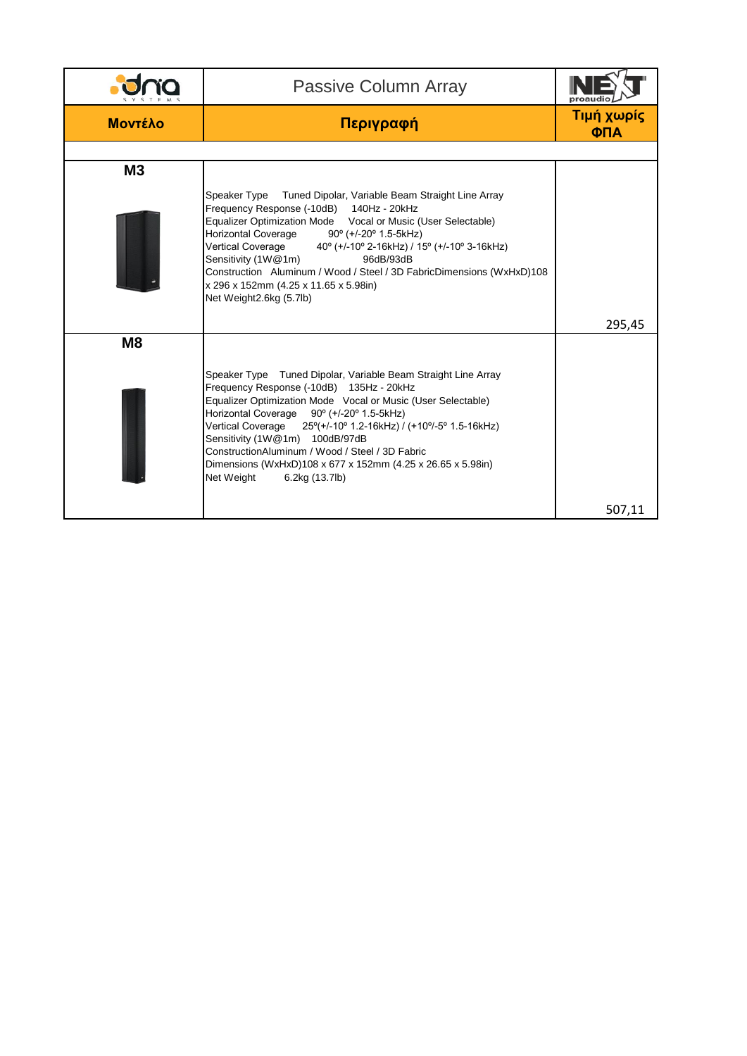| | Passive Column Array | |
|---|---|---|
| **Μοντέλο** | **Περιγραφή** | **Τιμή χωρίς ΦΠΑ** |
| | | |
| **M3** | Speaker Type Tuned Dipolar, Variable Beam Straight Line Array<br>Frequency Response (-10dB) 140Hz - 20kHz<br>Equalizer Optimization Mode Vocal or Music (User Selectable)<br>Horizontal Coverage 90º (+/-20º 1.5-5kHz)<br>Vertical Coverage 40º (+/-10º 2-16kHz) / 15º (+/-10º 3-16kHz)<br>Sensitivity (1W@1m) 96dB/93dB<br>Construction Aluminum / Wood / Steel / 3D FabricDimensions (WxHxD)108 x 296 x 152mm (4.25 x 11.65 x 5.98in)<br>Net Weight2.6kg (5.7lb) | 295,45 |
| **M8** | Speaker Type Tuned Dipolar, Variable Beam Straight Line Array<br>Frequency Response (-10dB) 135Hz - 20kHz<br>Equalizer Optimization Mode Vocal or Music (User Selectable)<br>Horizontal Coverage 90º (+/-20º 1.5-5kHz)<br>Vertical Coverage 25º(+/-10º 1.2-16kHz) / (+10º/-5º 1.5-16kHz)<br>Sensitivity (1W@1m) 100dB/97dB<br>ConstructionAluminum / Wood / Steel / 3D Fabric<br>Dimensions (WxHxD)108 x 677 x 152mm (4.25 x 26.65 x 5.98in)<br>Net Weight 6.2kg (13.7lb) | 507,11 |